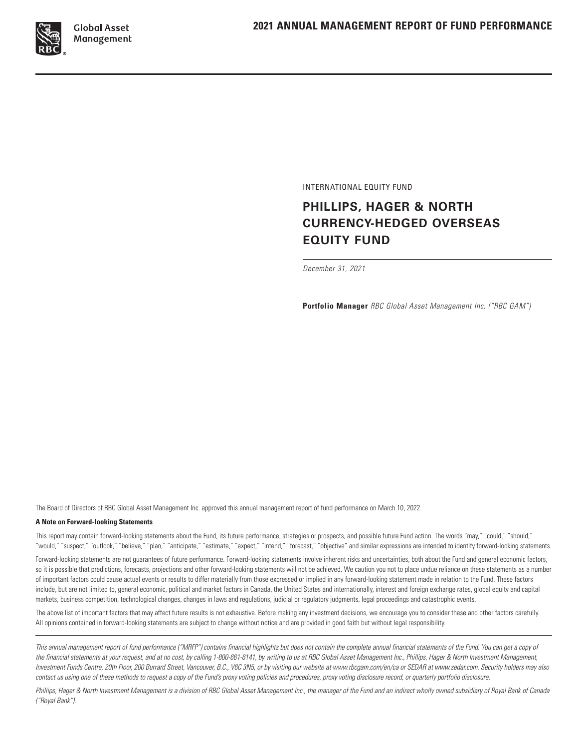# 2021 ANNUAL MANAGEMENT REPORT OF FUND PERFORMANCE

INTERNATIONAL EQUITY FUND

## PHILLIPS, HAGER & NORTH CURRENCY-HEDGED OVERSEAS EQUITY FUND

*December 31, 2021*

**Portfolio Manager** *RBC Global Asset Management Inc. ("RBC GAM")*

The Board of Directors of RBC Global Asset Management Inc. approved this annual management report of fund performance on March 10, 2022.

**A Note on Forward-looking Statements**

This report may contain forward-looking statements about the Fund, its future performance, strategies or prospects, and possible future Fund action. The words "may," "could," "should," "would," "suspect," "outlook," "believe," "plan," "anticipate," "estimate," "expect," "intend," "forecast," "objective" and similar expressions are intended to identify forward-looking statements.

Forward-looking statements are not guarantees of future performance. Forward-looking statements involve inherent risks and uncertainties, both about the Fund and general economic factors, so it is possible that predictions, forecasts, projections and other forward-looking statements will not be achieved. We caution you not to place undue reliance on these statements as a number of important factors could cause actual events or results to differ materially from those expressed or implied in any forward-looking statement made in relation to the Fund. These factors include, but are not limited to, general economic, political and market factors in Canada, the United States and internationally, interest and foreign exchange rates, global equity and capital markets, business competition, technological changes, changes in laws and regulations, judicial or regulatory judgments, legal proceedings and catastrophic events.

The above list of important factors that may affect future results is not exhaustive. Before making any investment decisions, we encourage you to consider these and other factors carefully. All opinions contained in forward-looking statements are subject to change without notice and are provided in good faith but without legal responsibility.

*This annual management report of fund performance ("MRFP") contains financial highlights but does not contain the complete annual financial statements of the Fund. You can get a copy of the financial statements at your request, and at no cost, by calling 1-800-661-6141, by writing to us at RBC Global Asset Management Inc., Phillips, Hager & North Investment Management, Investment Funds Centre, 20th Floor, 200 Burrard Street, Vancouver, B.C., V6C 3N5, or by visiting our website at www.rbcgam.com/en/ca or SEDAR at www.sedar.com. Security holders may also contact us using one of these methods to request a copy of the Fund's proxy voting policies and procedures, proxy voting disclosure record, or quarterly portfolio disclosure.*

*Phillips, Hager & North Investment Management is a division of RBC Global Asset Management Inc., the manager of the Fund and an indirect wholly owned subsidiary of Royal Bank of Canada ("Royal Bank").*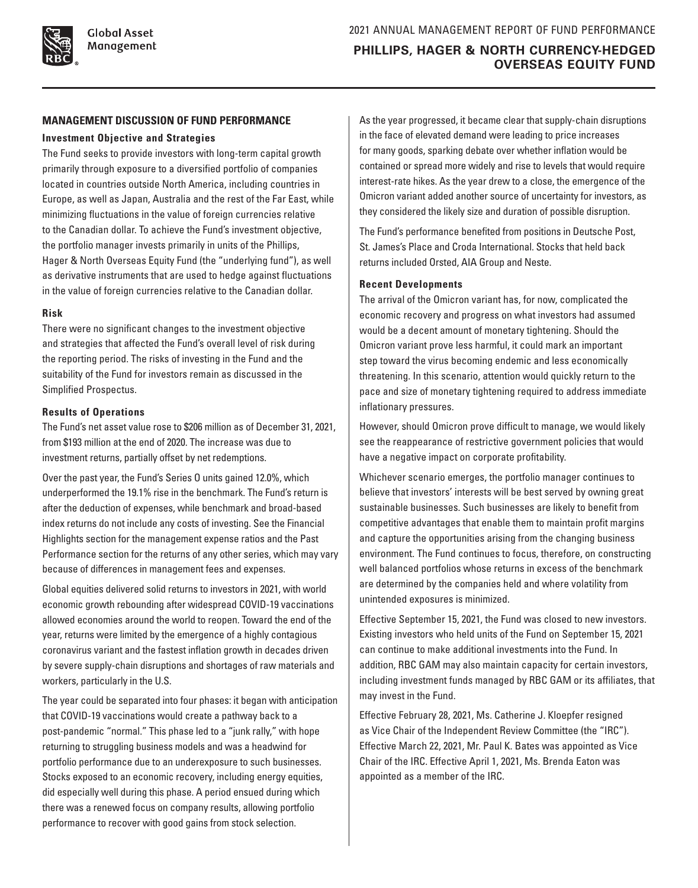## MANAGEMENT DISCUSSION OF FUND PERFORMANCE

### Investment Objective and Strategies

The Fund seeks to provide investors with long-term capital growth primarily through exposure to a diversified portfolio of companies located in countries outside North America, including countries in Europe, as well as Japan, Australia and the rest of the Far East, while minimizing fluctuations in the value of foreign currencies relative to the Canadian dollar. To achieve the Fund's investment objective, the portfolio manager invests primarily in units of the Phillips, Hager & North Overseas Equity Fund (the "underlying fund"), as well as derivative instruments that are used to hedge against fluctuations in the value of foreign currencies relative to the Canadian dollar.

### Risk

There were no significant changes to the investment objective and strategies that affected the Fund's overall level of risk during the reporting period. The risks of investing in the Fund and the suitability of the Fund for investors remain as discussed in the Simplified Prospectus.

### Results of Operations

The Fund's net asset value rose to $206 million as of December 31, 2021, from $193 million at the end of 2020. The increase was due to investment returns, partially offset by net redemptions.

Over the past year, the Fund's Series O units gained 12.0%, which underperformed the 19.1% rise in the benchmark. The Fund's return is after the deduction of expenses, while benchmark and broad-based index returns do not include any costs of investing. See the Financial Highlights section for the management expense ratios and the Past Performance section for the returns of any other series, which may vary because of differences in management fees and expenses.

Global equities delivered solid returns to investors in 2021, with world economic growth rebounding after widespread COVID-19 vaccinations allowed economies around the world to reopen. Toward the end of the year, returns were limited by the emergence of a highly contagious coronavirus variant and the fastest inflation growth in decades driven by severe supply-chain disruptions and shortages of raw materials and workers, particularly in the U.S.

The year could be separated into four phases: it began with anticipation that COVID-19 vaccinations would create a pathway back to a post-pandemic "normal." This phase led to a "junk rally," with hope returning to struggling business models and was a headwind for portfolio performance due to an underexposure to such businesses. Stocks exposed to an economic recovery, including energy equities, did especially well during this phase. A period ensued during which there was a renewed focus on company results, allowing portfolio performance to recover with good gains from stock selection.

As the year progressed, it became clear that supply-chain disruptions in the face of elevated demand were leading to price increases for many goods, sparking debate over whether inflation would be contained or spread more widely and rise to levels that would require interest-rate hikes. As the year drew to a close, the emergence of the Omicron variant added another source of uncertainty for investors, as they considered the likely size and duration of possible disruption.

The Fund's performance benefited from positions in Deutsche Post, St. James's Place and Croda International. Stocks that held back returns included Orsted, AIA Group and Neste.

### Recent Developments

The arrival of the Omicron variant has, for now, complicated the economic recovery and progress on what investors had assumed would be a decent amount of monetary tightening. Should the Omicron variant prove less harmful, it could mark an important step toward the virus becoming endemic and less economically threatening. In this scenario, attention would quickly return to the pace and size of monetary tightening required to address immediate inflationary pressures.

However, should Omicron prove difficult to manage, we would likely see the reappearance of restrictive government policies that would have a negative impact on corporate profitability.

Whichever scenario emerges, the portfolio manager continues to believe that investors' interests will be best served by owning great sustainable businesses. Such businesses are likely to benefit from competitive advantages that enable them to maintain profit margins and capture the opportunities arising from the changing business environment. The Fund continues to focus, therefore, on constructing well balanced portfolios whose returns in excess of the benchmark are determined by the companies held and where volatility from unintended exposures is minimized.

Effective September 15, 2021, the Fund was closed to new investors. Existing investors who held units of the Fund on September 15, 2021 can continue to make additional investments into the Fund. In addition, RBC GAM may also maintain capacity for certain investors, including investment funds managed by RBC GAM or its affiliates, that may invest in the Fund.

Effective February 28, 2021, Ms. Catherine J. Kloepfer resigned as Vice Chair of the Independent Review Committee (the "IRC"). Effective March 22, 2021, Mr. Paul K. Bates was appointed as Vice Chair of the IRC. Effective April 1, 2021, Ms. Brenda Eaton was appointed as a member of the IRC.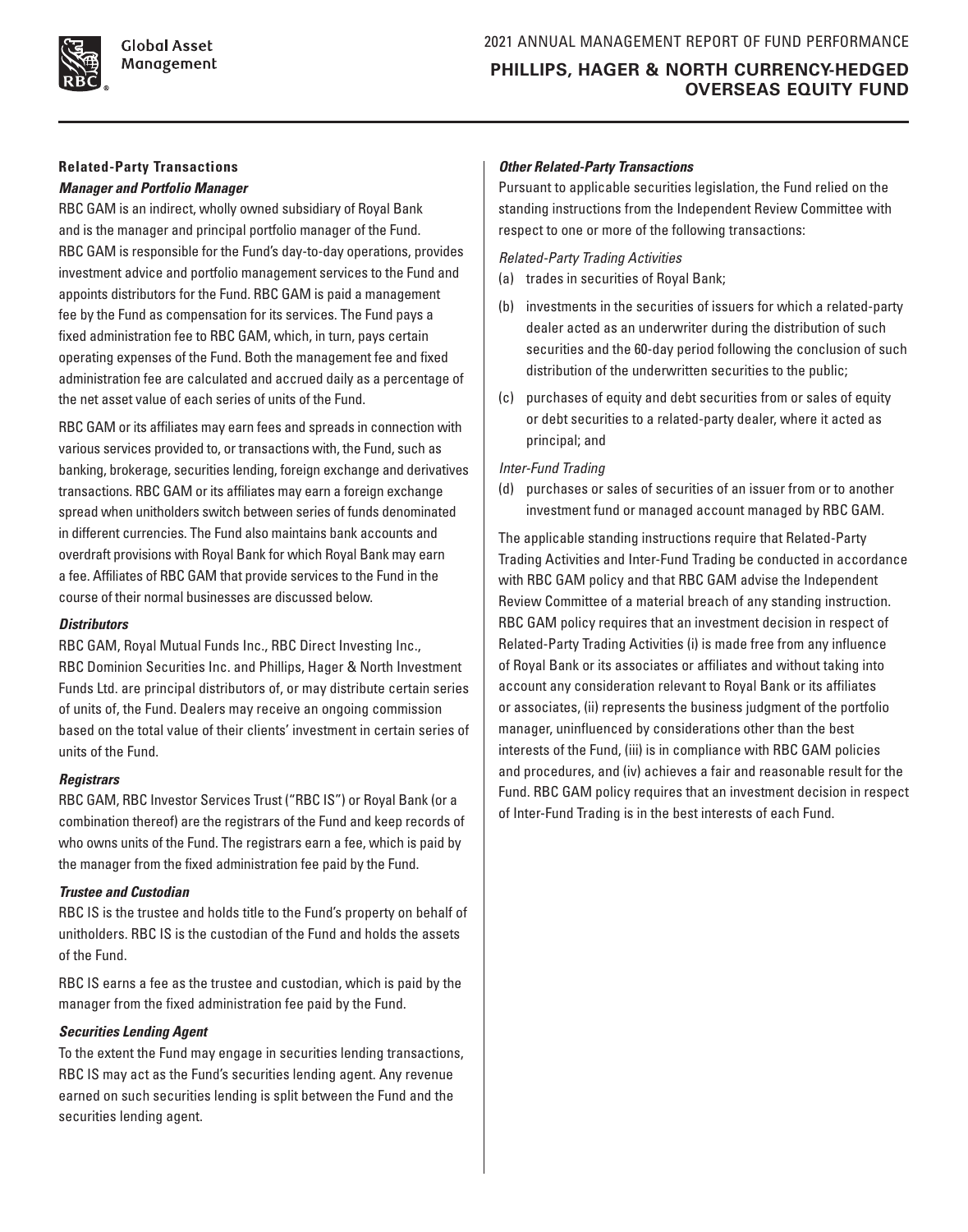## Related-Party Transactions

### *Manager and Portfolio Manager*

RBC GAM is an indirect, wholly owned subsidiary of Royal Bank and is the manager and principal portfolio manager of the Fund. RBC GAM is responsible for the Fund's day-to-day operations, provides investment advice and portfolio management services to the Fund and appoints distributors for the Fund. RBC GAM is paid a management fee by the Fund as compensation for its services. The Fund pays a fixed administration fee to RBC GAM, which, in turn, pays certain operating expenses of the Fund. Both the management fee and fixed administration fee are calculated and accrued daily as a percentage of the net asset value of each series of units of the Fund.

RBC GAM or its affiliates may earn fees and spreads in connection with various services provided to, or transactions with, the Fund, such as banking, brokerage, securities lending, foreign exchange and derivatives transactions. RBC GAM or its affiliates may earn a foreign exchange spread when unitholders switch between series of funds denominated in different currencies. The Fund also maintains bank accounts and overdraft provisions with Royal Bank for which Royal Bank may earn a fee. Affiliates of RBC GAM that provide services to the Fund in the course of their normal businesses are discussed below.

### *Distributors*

RBC GAM, Royal Mutual Funds Inc., RBC Direct Investing Inc., RBC Dominion Securities Inc. and Phillips, Hager & North Investment Funds Ltd. are principal distributors of, or may distribute certain series of units of, the Fund. Dealers may receive an ongoing commission based on the total value of their clients' investment in certain series of units of the Fund.

### *Registrars*

RBC GAM, RBC Investor Services Trust ("RBC IS") or Royal Bank (or a combination thereof) are the registrars of the Fund and keep records of who owns units of the Fund. The registrars earn a fee, which is paid by the manager from the fixed administration fee paid by the Fund.

### *Trustee and Custodian*

RBC IS is the trustee and holds title to the Fund's property on behalf of unitholders. RBC IS is the custodian of the Fund and holds the assets of the Fund.

RBC IS earns a fee as the trustee and custodian, which is paid by the manager from the fixed administration fee paid by the Fund.

### *Securities Lending Agent*

To the extent the Fund may engage in securities lending transactions, RBC IS may act as the Fund's securities lending agent. Any revenue earned on such securities lending is split between the Fund and the securities lending agent.

### *Other Related-Party Transactions*

Pursuant to applicable securities legislation, the Fund relied on the standing instructions from the Independent Review Committee with respect to one or more of the following transactions:

*Related-Party Trading Activities*

(a) trades in securities of Royal Bank;

(b) investments in the securities of issuers for which a related-party dealer acted as an underwriter during the distribution of such securities and the 60-day period following the conclusion of such distribution of the underwritten securities to the public;

(c) purchases of equity and debt securities from or sales of equity or debt securities to a related-party dealer, where it acted as principal; and

*Inter-Fund Trading*

(d) purchases or sales of securities of an issuer from or to another investment fund or managed account managed by RBC GAM.

The applicable standing instructions require that Related-Party Trading Activities and Inter-Fund Trading be conducted in accordance with RBC GAM policy and that RBC GAM advise the Independent Review Committee of a material breach of any standing instruction. RBC GAM policy requires that an investment decision in respect of Related-Party Trading Activities (i) is made free from any influence of Royal Bank or its associates or affiliates and without taking into account any consideration relevant to Royal Bank or its affiliates or associates, (ii) represents the business judgment of the portfolio manager, uninfluenced by considerations other than the best interests of the Fund, (iii) is in compliance with RBC GAM policies and procedures, and (iv) achieves a fair and reasonable result for the Fund. RBC GAM policy requires that an investment decision in respect of Inter-Fund Trading is in the best interests of each Fund.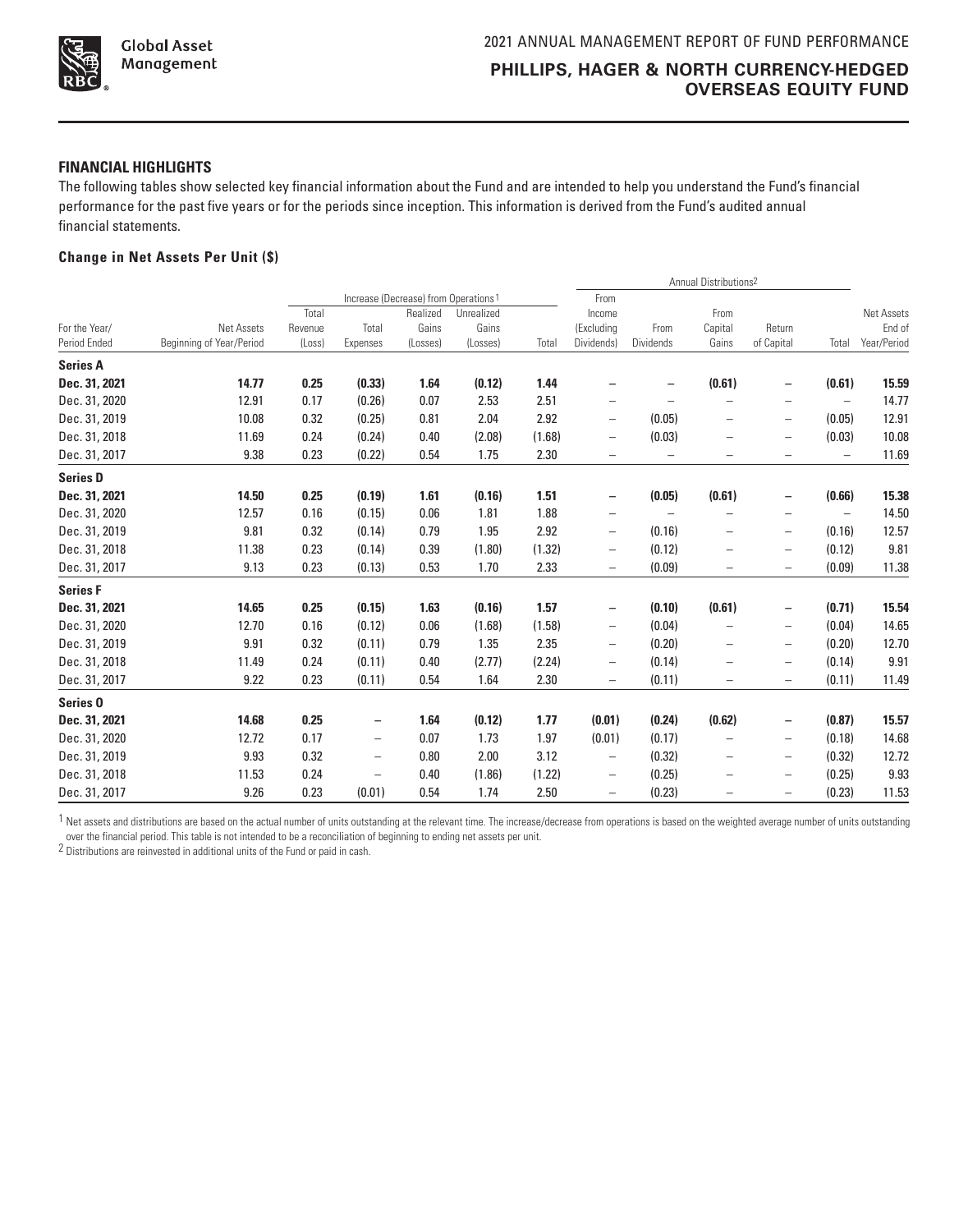## FINANCIAL HIGHLIGHTS

The following tables show selected key financial information about the Fund and are intended to help you understand the Fund's financial performance for the past five years or for the periods since inception. This information is derived from the Fund's audited annual financial statements.

### Change in Net Assets Per Unit ($)

| | | Increase (Decrease) from Operations[1] | | | | | Annual Distributions[2] | | | | | |
|---|---|---|---|---|---|---|---|---|---|---|---|---|
| For the Year/ Period Ended | Net Assets Beginning of Year/Period | Total Revenue (Loss) | Total Expenses | Realized Gains (Losses) | Unrealized Gains (Losses) | Total | From Income (Excluding Dividends) | From Dividends | From Capital Gains | Return of Capital | Total | Net Assets End of Year/Period |
| **Series A** | | | | | | | | | | | | |
| **Dec. 31, 2021** | **14.77** | **0.25** | **(0.33)** | **1.64** | **(0.12)** | **1.44** | **–** | **–** | **(0.61)** | **–** | **(0.61)** | **15.59** |
| Dec. 31, 2020 | 12.91 | 0.17 | (0.26) | 0.07 | 2.53 | 2.51 | – | – | – | – | – | 14.77 |
| Dec. 31, 2019 | 10.08 | 0.32 | (0.25) | 0.81 | 2.04 | 2.92 | – | (0.05) | – | – | (0.05) | 12.91 |
| Dec. 31, 2018 | 11.69 | 0.24 | (0.24) | 0.40 | (2.08) | (1.68) | – | (0.03) | – | – | (0.03) | 10.08 |
| Dec. 31, 2017 | 9.38 | 0.23 | (0.22) | 0.54 | 1.75 | 2.30 | – | – | – | – | – | 11.69 |
| **Series D** | | | | | | | | | | | | |
| **Dec. 31, 2021** | **14.50** | **0.25** | **(0.19)** | **1.61** | **(0.16)** | **1.51** | **–** | **(0.05)** | **(0.61)** | **–** | **(0.66)** | **15.38** |
| Dec. 31, 2020 | 12.57 | 0.16 | (0.15) | 0.06 | 1.81 | 1.88 | – | – | – | – | – | 14.50 |
| Dec. 31, 2019 | 9.81 | 0.32 | (0.14) | 0.79 | 1.95 | 2.92 | – | (0.16) | – | – | (0.16) | 12.57 |
| Dec. 31, 2018 | 11.38 | 0.23 | (0.14) | 0.39 | (1.80) | (1.32) | – | (0.12) | – | – | (0.12) | 9.81 |
| Dec. 31, 2017 | 9.13 | 0.23 | (0.13) | 0.53 | 1.70 | 2.33 | – | (0.09) | – | – | (0.09) | 11.38 |
| **Series F** | | | | | | | | | | | | |
| **Dec. 31, 2021** | **14.65** | **0.25** | **(0.15)** | **1.63** | **(0.16)** | **1.57** | **–** | **(0.10)** | **(0.61)** | **–** | **(0.71)** | **15.54** |
| Dec. 31, 2020 | 12.70 | 0.16 | (0.12) | 0.06 | (1.68) | (1.58) | – | (0.04) | – | – | (0.04) | 14.65 |
| Dec. 31, 2019 | 9.91 | 0.32 | (0.11) | 0.79 | 1.35 | 2.35 | – | (0.20) | – | – | (0.20) | 12.70 |
| Dec. 31, 2018 | 11.49 | 0.24 | (0.11) | 0.40 | (2.77) | (2.24) | – | (0.14) | – | – | (0.14) | 9.91 |
| Dec. 31, 2017 | 9.22 | 0.23 | (0.11) | 0.54 | 1.64 | 2.30 | – | (0.11) | – | – | (0.11) | 11.49 |
| **Series O** | | | | | | | | | | | | |
| **Dec. 31, 2021** | **14.68** | **0.25** | **–** | **1.64** | **(0.12)** | **1.77** | **(0.01)** | **(0.24)** | **(0.62)** | **–** | **(0.87)** | **15.57** |
| Dec. 31, 2020 | 12.72 | 0.17 | – | 0.07 | 1.73 | 1.97 | (0.01) | (0.17) | – | – | (0.18) | 14.68 |
| Dec. 31, 2019 | 9.93 | 0.32 | – | 0.80 | 2.00 | 3.12 | – | (0.32) | – | – | (0.32) | 12.72 |
| Dec. 31, 2018 | 11.53 | 0.24 | – | 0.40 | (1.86) | (1.22) | – | (0.25) | – | – | (0.25) | 9.93 |
| Dec. 31, 2017 | 9.26 | 0.23 | (0.01) | 0.54 | 1.74 | 2.50 | – | (0.23) | – | – | (0.23) | 11.53 |

[1] Net assets and distributions are based on the actual number of units outstanding at the relevant time. The increase/decrease from operations is based on the weighted average number of units outstanding over the financial period. This table is not intended to be a reconciliation of beginning to ending net assets per unit.

[2] Distributions are reinvested in additional units of the Fund or paid in cash.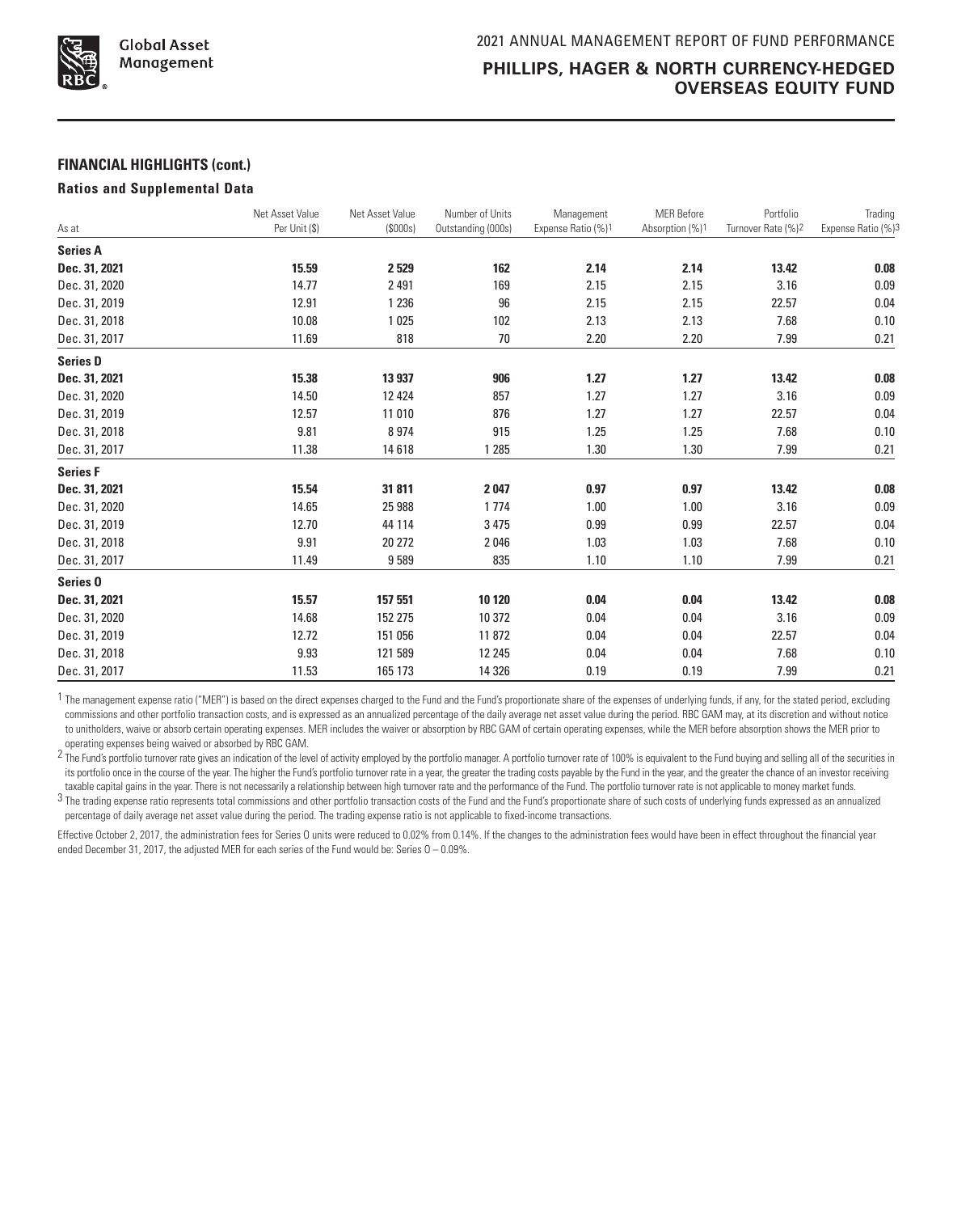## FINANCIAL HIGHLIGHTS (cont.)

### Ratios and Supplemental Data

| As at | Net Asset Value Per Unit ($) | Net Asset Value ($000s) | Number of Units Outstanding (000s) | Management Expense Ratio (%)[1] | MER Before Absorption (%)[1] | Portfolio Turnover Rate (%)[2] | Trading Expense Ratio (%)[3] |
|---|---|---|---|---|---|---|---|
| **Series A** | | | | | | | |
| **Dec. 31, 2021** | **15.59** | **2 529** | **162** | **2.14** | **2.14** | **13.42** | **0.08** |
| Dec. 31, 2020 | 14.77 | 2 491 | 169 | 2.15 | 2.15 | 3.16 | 0.09 |
| Dec. 31, 2019 | 12.91 | 1 236 | 96 | 2.15 | 2.15 | 22.57 | 0.04 |
| Dec. 31, 2018 | 10.08 | 1 025 | 102 | 2.13 | 2.13 | 7.68 | 0.10 |
| Dec. 31, 2017 | 11.69 | 818 | 70 | 2.20 | 2.20 | 7.99 | 0.21 |
| **Series D** | | | | | | | |
| **Dec. 31, 2021** | **15.38** | **13 937** | **906** | **1.27** | **1.27** | **13.42** | **0.08** |
| Dec. 31, 2020 | 14.50 | 12 424 | 857 | 1.27 | 1.27 | 3.16 | 0.09 |
| Dec. 31, 2019 | 12.57 | 11 010 | 876 | 1.27 | 1.27 | 22.57 | 0.04 |
| Dec. 31, 2018 | 9.81 | 8 974 | 915 | 1.25 | 1.25 | 7.68 | 0.10 |
| Dec. 31, 2017 | 11.38 | 14 618 | 1 285 | 1.30 | 1.30 | 7.99 | 0.21 |
| **Series F** | | | | | | | |
| **Dec. 31, 2021** | **15.54** | **31 811** | **2 047** | **0.97** | **0.97** | **13.42** | **0.08** |
| Dec. 31, 2020 | 14.65 | 25 988 | 1 774 | 1.00 | 1.00 | 3.16 | 0.09 |
| Dec. 31, 2019 | 12.70 | 44 114 | 3 475 | 0.99 | 0.99 | 22.57 | 0.04 |
| Dec. 31, 2018 | 9.91 | 20 272 | 2 046 | 1.03 | 1.03 | 7.68 | 0.10 |
| Dec. 31, 2017 | 11.49 | 9 589 | 835 | 1.10 | 1.10 | 7.99 | 0.21 |
| **Series O** | | | | | | | |
| **Dec. 31, 2021** | **15.57** | **157 551** | **10 120** | **0.04** | **0.04** | **13.42** | **0.08** |
| Dec. 31, 2020 | 14.68 | 152 275 | 10 372 | 0.04 | 0.04 | 3.16 | 0.09 |
| Dec. 31, 2019 | 12.72 | 151 056 | 11 872 | 0.04 | 0.04 | 22.57 | 0.04 |
| Dec. 31, 2018 | 9.93 | 121 589 | 12 245 | 0.04 | 0.04 | 7.68 | 0.10 |
| Dec. 31, 2017 | 11.53 | 165 173 | 14 326 | 0.19 | 0.19 | 7.99 | 0.21 |

[1] The management expense ratio ("MER") is based on the direct expenses charged to the Fund and the Fund's proportionate share of the expenses of underlying funds, if any, for the stated period, excluding commissions and other portfolio transaction costs, and is expressed as an annualized percentage of the daily average net asset value during the period. RBC GAM may, at its discretion and without notice to unitholders, waive or absorb certain operating expenses. MER includes the waiver or absorption by RBC GAM of certain operating expenses, while the MER before absorption shows the MER prior to operating expenses being waived or absorbed by RBC GAM.

[2] The Fund's portfolio turnover rate gives an indication of the level of activity employed by the portfolio manager. A portfolio turnover rate of 100% is equivalent to the Fund buying and selling all of the securities in its portfolio once in the course of the year. The higher the Fund's portfolio turnover rate in a year, the greater the trading costs payable by the Fund in the year, and the greater the chance of an investor receiving taxable capital gains in the year. There is not necessarily a relationship between high turnover rate and the performance of the Fund. The portfolio turnover rate is not applicable to money market funds.

[3] The trading expense ratio represents total commissions and other portfolio transaction costs of the Fund and the Fund's proportionate share of such costs of underlying funds expressed as an annualized percentage of daily average net asset value during the period. The trading expense ratio is not applicable to fixed-income transactions.

Effective October 2, 2017, the administration fees for Series O units were reduced to 0.02% from 0.14%. If the changes to the administration fees would have been in effect throughout the financial year ended December 31, 2017, the adjusted MER for each series of the Fund would be: Series O – 0.09%.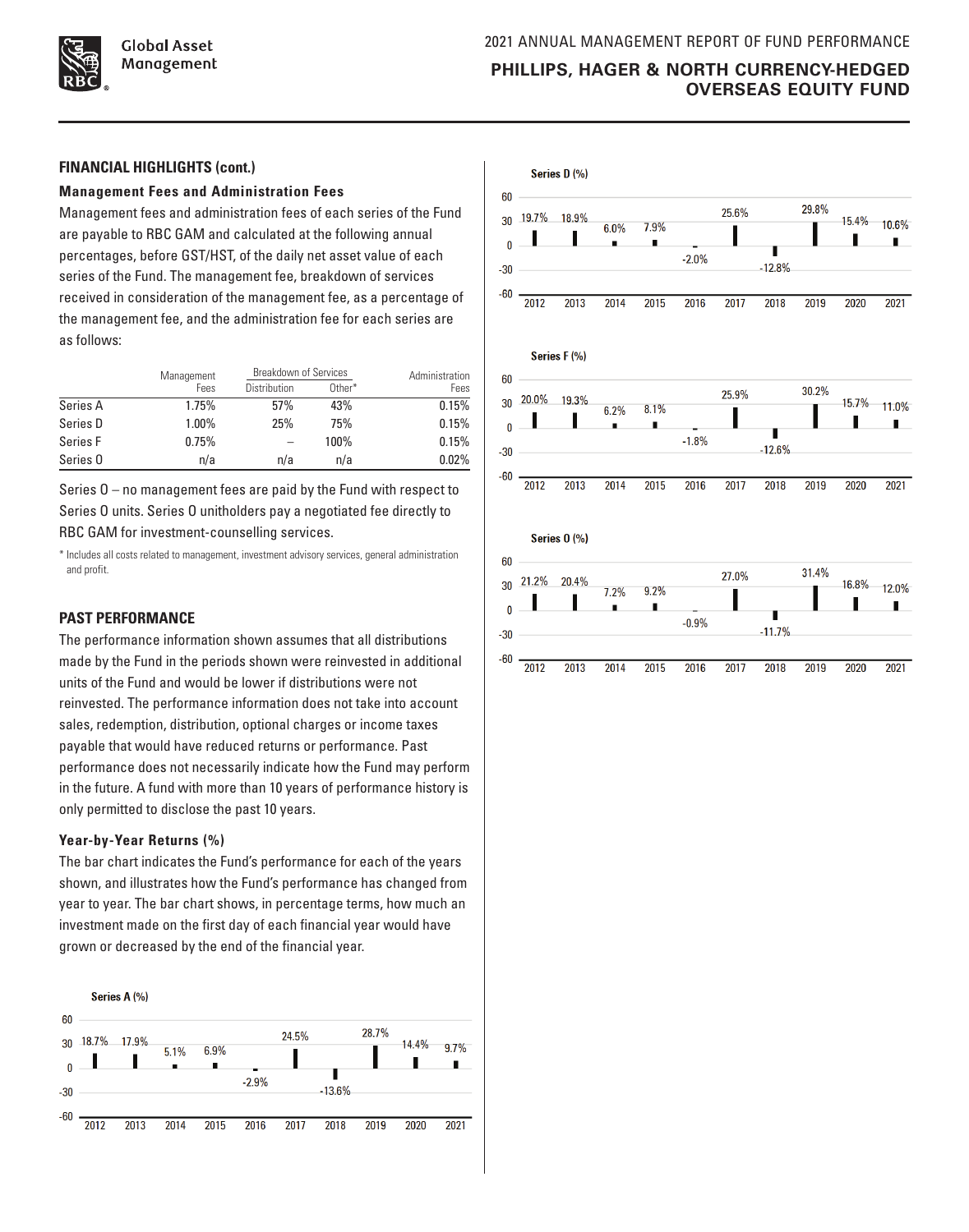## FINANCIAL HIGHLIGHTS (cont.)

### Management Fees and Administration Fees

Management fees and administration fees of each series of the Fund are payable to RBC GAM and calculated at the following annual percentages, before GST/HST, of the daily net asset value of each series of the Fund. The management fee, breakdown of services received in consideration of the management fee, as a percentage of the management fee, and the administration fee for each series are as follows:

| | Management Fees | Breakdown of Services | | Administration Fees |
|---|---|---|---|---|
| | | Distribution | Other* | |
| Series A | 1.75% | 57% | 43% | 0.15% |
| Series D | 1.00% | 25% | 75% | 0.15% |
| Series F | 0.75% | – | 100% | 0.15% |
| Series O | n/a | n/a | n/a | 0.02% |

Series O – no management fees are paid by the Fund with respect to Series O units. Series O unitholders pay a negotiated fee directly to RBC GAM for investment-counselling services.

* Includes all costs related to management, investment advisory services, general administration and profit.

## PAST PERFORMANCE

The performance information shown assumes that all distributions made by the Fund in the periods shown were reinvested in additional units of the Fund and would be lower if distributions were not reinvested. The performance information does not take into account sales, redemption, distribution, optional charges or income taxes payable that would have reduced returns or performance. Past performance does not necessarily indicate how the Fund may perform in the future. A fund with more than 10 years of performance history is only permitted to disclose the past 10 years.

### Year-by-Year Returns (%)

The bar chart indicates the Fund's performance for each of the years shown, and illustrates how the Fund's performance has changed from year to year. The bar chart shows, in percentage terms, how much an investment made on the first day of each financial year would have grown or decreased by the end of the financial year.

**Series A (%)**

| 2012 | 2013 | 2014 | 2015 | 2016 | 2017 | 2018 | 2019 | 2020 | 2021 |
|---|---|---|---|---|---|---|---|---|---|
| 18.7% | 17.9% | 5.1% | 6.9% | -2.9% | 24.5% | -13.6% | 28.7% | 14.4% | 9.7% |

**Series D (%)**

| 2012 | 2013 | 2014 | 2015 | 2016 | 2017 | 2018 | 2019 | 2020 | 2021 |
|---|---|---|---|---|---|---|---|---|---|
| 19.7% | 18.9% | 6.0% | 7.9% | -2.0% | 25.6% | -12.8% | 29.8% | 15.4% | 10.6% |

**Series F (%)**

| 2012 | 2013 | 2014 | 2015 | 2016 | 2017 | 2018 | 2019 | 2020 | 2021 |
|---|---|---|---|---|---|---|---|---|---|
| 20.0% | 19.3% | 6.2% | 8.1% | -1.8% | 25.9% | -12.6% | 30.2% | 15.7% | 11.0% |

**Series O (%)**

| 2012 | 2013 | 2014 | 2015 | 2016 | 2017 | 2018 | 2019 | 2020 | 2021 |
|---|---|---|---|---|---|---|---|---|---|
| 21.2% | 20.4% | 7.2% | 9.2% | -0.9% | 27.0% | -11.7% | 31.4% | 16.8% | 12.0% |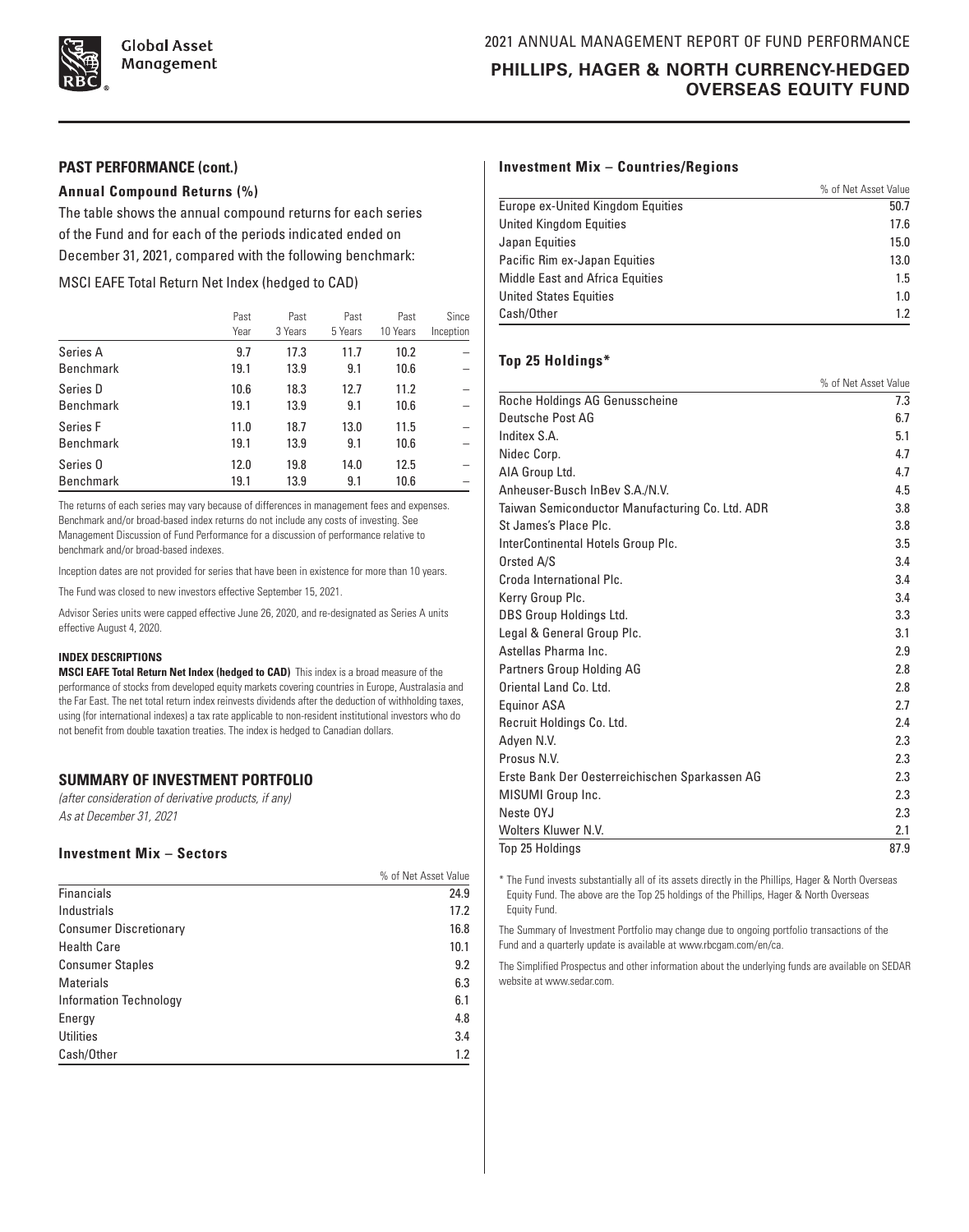## PAST PERFORMANCE (cont.)

### Annual Compound Returns (%)

The table shows the annual compound returns for each series of the Fund and for each of the periods indicated ended on December 31, 2021, compared with the following benchmark:

MSCI EAFE Total Return Net Index (hedged to CAD)

| | Past Year | Past 3 Years | Past 5 Years | Past 10 Years | Since Inception |
|---|---|---|---|---|---|
| Series A | 9.7 | 17.3 | 11.7 | 10.2 | – |
| Benchmark | 19.1 | 13.9 | 9.1 | 10.6 | – |
| Series D | 10.6 | 18.3 | 12.7 | 11.2 | – |
| Benchmark | 19.1 | 13.9 | 9.1 | 10.6 | – |
| Series F | 11.0 | 18.7 | 13.0 | 11.5 | – |
| Benchmark | 19.1 | 13.9 | 9.1 | 10.6 | – |
| Series O | 12.0 | 19.8 | 14.0 | 12.5 | – |
| Benchmark | 19.1 | 13.9 | 9.1 | 10.6 | – |

The returns of each series may vary because of differences in management fees and expenses. Benchmark and/or broad-based index returns do not include any costs of investing. See Management Discussion of Fund Performance for a discussion of performance relative to benchmark and/or broad-based indexes.

Inception dates are not provided for series that have been in existence for more than 10 years.

The Fund was closed to new investors effective September 15, 2021.

Advisor Series units were capped effective June 26, 2020, and re-designated as Series A units effective August 4, 2020.

**INDEX DESCRIPTIONS**

**MSCI EAFE Total Return Net Index (hedged to CAD)** This index is a broad measure of the performance of stocks from developed equity markets covering countries in Europe, Australasia and the Far East. The net total return index reinvests dividends after the deduction of withholding taxes, using (for international indexes) a tax rate applicable to non-resident institutional investors who do not benefit from double taxation treaties. The index is hedged to Canadian dollars.

## SUMMARY OF INVESTMENT PORTFOLIO

*(after consideration of derivative products, if any)*
*As at December 31, 2021*

### Investment Mix – Sectors

| | % of Net Asset Value |
|---|---|
| Financials | 24.9 |
| Industrials | 17.2 |
| Consumer Discretionary | 16.8 |
| Health Care | 10.1 |
| Consumer Staples | 9.2 |
| Materials | 6.3 |
| Information Technology | 6.1 |
| Energy | 4.8 |
| Utilities | 3.4 |
| Cash/Other | 1.2 |

### Investment Mix – Countries/Regions

| | % of Net Asset Value |
|---|---|
| Europe ex-United Kingdom Equities | 50.7 |
| United Kingdom Equities | 17.6 |
| Japan Equities | 15.0 |
| Pacific Rim ex-Japan Equities | 13.0 |
| Middle East and Africa Equities | 1.5 |
| United States Equities | 1.0 |
| Cash/Other | 1.2 |

### Top 25 Holdings*

| | % of Net Asset Value |
|---|---|
| Roche Holdings AG Genusscheine | 7.3 |
| Deutsche Post AG | 6.7 |
| Inditex S.A. | 5.1 |
| Nidec Corp. | 4.7 |
| AIA Group Ltd. | 4.7 |
| Anheuser-Busch InBev S.A./N.V. | 4.5 |
| Taiwan Semiconductor Manufacturing Co. Ltd. ADR | 3.8 |
| St James's Place Plc. | 3.8 |
| InterContinental Hotels Group Plc. | 3.5 |
| Orsted A/S | 3.4 |
| Croda International Plc. | 3.4 |
| Kerry Group Plc. | 3.4 |
| DBS Group Holdings Ltd. | 3.3 |
| Legal & General Group Plc. | 3.1 |
| Astellas Pharma Inc. | 2.9 |
| Partners Group Holding AG | 2.8 |
| Oriental Land Co. Ltd. | 2.8 |
| Equinor ASA | 2.7 |
| Recruit Holdings Co. Ltd. | 2.4 |
| Adyen N.V. | 2.3 |
| Prosus N.V. | 2.3 |
| Erste Bank Der Oesterreichischen Sparkassen AG | 2.3 |
| MISUMI Group Inc. | 2.3 |
| Neste OYJ | 2.3 |
| Wolters Kluwer N.V. | 2.1 |
| Top 25 Holdings | 87.9 |

* The Fund invests substantially all of its assets directly in the Phillips, Hager & North Overseas Equity Fund. The above are the Top 25 holdings of the Phillips, Hager & North Overseas Equity Fund.

The Summary of Investment Portfolio may change due to ongoing portfolio transactions of the Fund and a quarterly update is available at www.rbcgam.com/en/ca.

The Simplified Prospectus and other information about the underlying funds are available on SEDAR website at www.sedar.com.